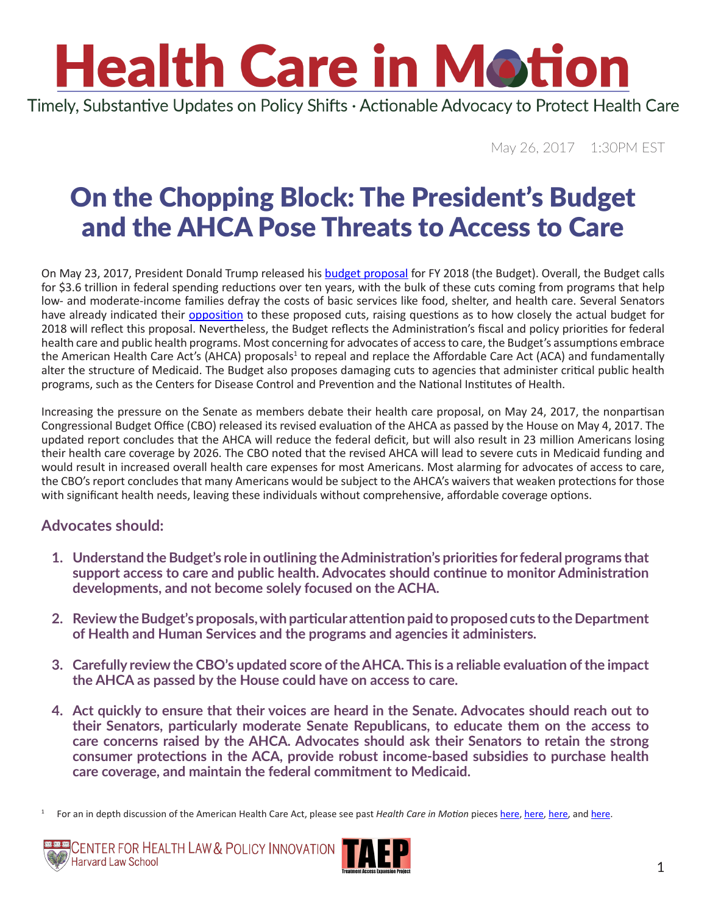# Health Care in Motion

Timely, Substantive Updates on Policy Shifts · Actionable Advocacy to Protect Health Care

May 26, 2017 1:30PM EST

## On the Chopping Block: The President's Budget and the AHCA Pose Threats to Access to Care

On May 23, 2017, President Donald Trump released his budget proposal for FY 2018 (the Budget). Overall, the Budget calls for $3.6 trillion in federal spending reductions over ten years, with the bulk of these cuts coming from programs that help low- and moderate-income families defray the costs of basic services like food, shelter, and health care. Several Senators have already indicated their opposition to these proposed cuts, raising questions as to how closely the actual budget for 2018 will reflect this proposal. Nevertheless, the Budget reflects the Administration's fiscal and policy priorities for federal health care and public health programs. Most concerning for advocates of access to care, the Budget's assumptions embrace the American Health Care Act's (AHCA) proposals[1] to repeal and replace the Affordable Care Act (ACA) and fundamentally alter the structure of Medicaid. The Budget also proposes damaging cuts to agencies that administer critical public health programs, such as the Centers for Disease Control and Prevention and the National Institutes of Health.

Increasing the pressure on the Senate as members debate their health care proposal, on May 24, 2017, the nonpartisan Congressional Budget Office (CBO) released its revised evaluation of the AHCA as passed by the House on May 4, 2017. The updated report concludes that the AHCA will reduce the federal deficit, but will also result in 23 million Americans losing their health care coverage by 2026. The CBO noted that the revised AHCA will lead to severe cuts in Medicaid funding and would result in increased overall health care expenses for most Americans. Most alarming for advocates of access to care, the CBO's report concludes that many Americans would be subject to the AHCA's waivers that weaken protections for those with significant health needs, leaving these individuals without comprehensive, affordable coverage options.

### Advocates should:

1. **Understand the Budget's role in outlining the Administration's priorities for federal programs that support access to care and public health. Advocates should continue to monitor Administration developments, and not become solely focused on the ACHA.**

2. **Review the Budget's proposals, with particular attention paid to proposed cuts to the Department of Health and Human Services and the programs and agencies it administers.**

3. **Carefully review the CBO's updated score of the AHCA. This is a reliable evaluation of the impact the AHCA as passed by the House could have on access to care.**

4. **Act quickly to ensure that their voices are heard in the Senate. Advocates should reach out to their Senators, particularly moderate Senate Republicans, to educate them on the access to care concerns raised by the AHCA. Advocates should ask their Senators to retain the strong consumer protections in the ACA, provide robust income-based subsidies to purchase health care coverage, and maintain the federal commitment to Medicaid.**

[1] For an in depth discussion of the American Health Care Act, please see past *Health Care in Motion* pieces here, here, here, and here.

Center for Health Law & Policy Innovation, Harvard Law School

TAEP — Treatment Access Expansion Project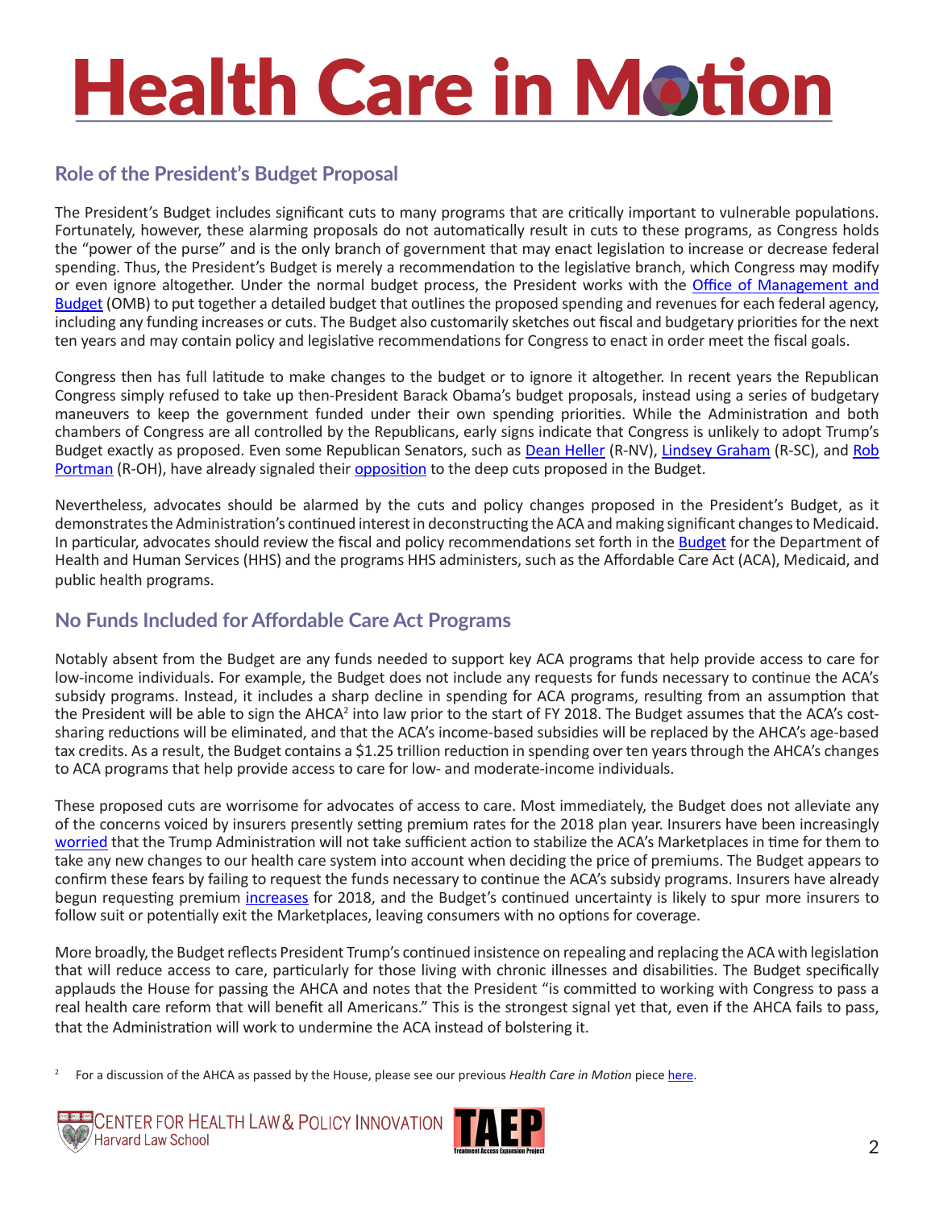## Role of the President's Budget Proposal

The President's Budget includes significant cuts to many programs that are critically important to vulnerable populations. Fortunately, however, these alarming proposals do not automatically result in cuts to these programs, as Congress holds the "power of the purse" and is the only branch of government that may enact legislation to increase or decrease federal spending. Thus, the President's Budget is merely a recommendation to the legislative branch, which Congress may modify or even ignore altogether. Under the normal budget process, the President works with the Office of Management and Budget (OMB) to put together a detailed budget that outlines the proposed spending and revenues for each federal agency, including any funding increases or cuts. The Budget also customarily sketches out fiscal and budgetary priorities for the next ten years and may contain policy and legislative recommendations for Congress to enact in order meet the fiscal goals.

Congress then has full latitude to make changes to the budget or to ignore it altogether. In recent years the Republican Congress simply refused to take up then-President Barack Obama's budget proposals, instead using a series of budgetary maneuvers to keep the government funded under their own spending priorities. While the Administration and both chambers of Congress are all controlled by the Republicans, early signs indicate that Congress is unlikely to adopt Trump's Budget exactly as proposed. Even some Republican Senators, such as Dean Heller (R-NV), Lindsey Graham (R-SC), and Rob Portman (R-OH), have already signaled their opposition to the deep cuts proposed in the Budget.

Nevertheless, advocates should be alarmed by the cuts and policy changes proposed in the President's Budget, as it demonstrates the Administration's continued interest in deconstructing the ACA and making significant changes to Medicaid. In particular, advocates should review the fiscal and policy recommendations set forth in the Budget for the Department of Health and Human Services (HHS) and the programs HHS administers, such as the Affordable Care Act (ACA), Medicaid, and public health programs.

## No Funds Included for Affordable Care Act Programs

Notably absent from the Budget are any funds needed to support key ACA programs that help provide access to care for low-income individuals. For example, the Budget does not include any requests for funds necessary to continue the ACA's subsidy programs. Instead, it includes a sharp decline in spending for ACA programs, resulting from an assumption that the President will be able to sign the AHCA[2] into law prior to the start of FY 2018. The Budget assumes that the ACA's cost-sharing reductions will be eliminated, and that the ACA's income-based subsidies will be replaced by the AHCA's age-based tax credits. As a result, the Budget contains a $1.25 trillion reduction in spending over ten years through the AHCA's changes to ACA programs that help provide access to care for low- and moderate-income individuals.

These proposed cuts are worrisome for advocates of access to care. Most immediately, the Budget does not alleviate any of the concerns voiced by insurers presently setting premium rates for the 2018 plan year. Insurers have been increasingly worried that the Trump Administration will not take sufficient action to stabilize the ACA's Marketplaces in time for them to take any new changes to our health care system into account when deciding the price of premiums. The Budget appears to confirm these fears by failing to request the funds necessary to continue the ACA's subsidy programs. Insurers have already begun requesting premium increases for 2018, and the Budget's continued uncertainty is likely to spur more insurers to follow suit or potentially exit the Marketplaces, leaving consumers with no options for coverage.

More broadly, the Budget reflects President Trump's continued insistence on repealing and replacing the ACA with legislation that will reduce access to care, particularly for those living with chronic illnesses and disabilities. The Budget specifically applauds the House for passing the AHCA and notes that the President "is committed to working with Congress to pass a real health care reform that will benefit all Americans." This is the strongest signal yet that, even if the AHCA fails to pass, that the Administration will work to undermine the ACA instead of bolstering it.

[2] For a discussion of the AHCA as passed by the House, please see our previous *Health Care in Motion* piece here.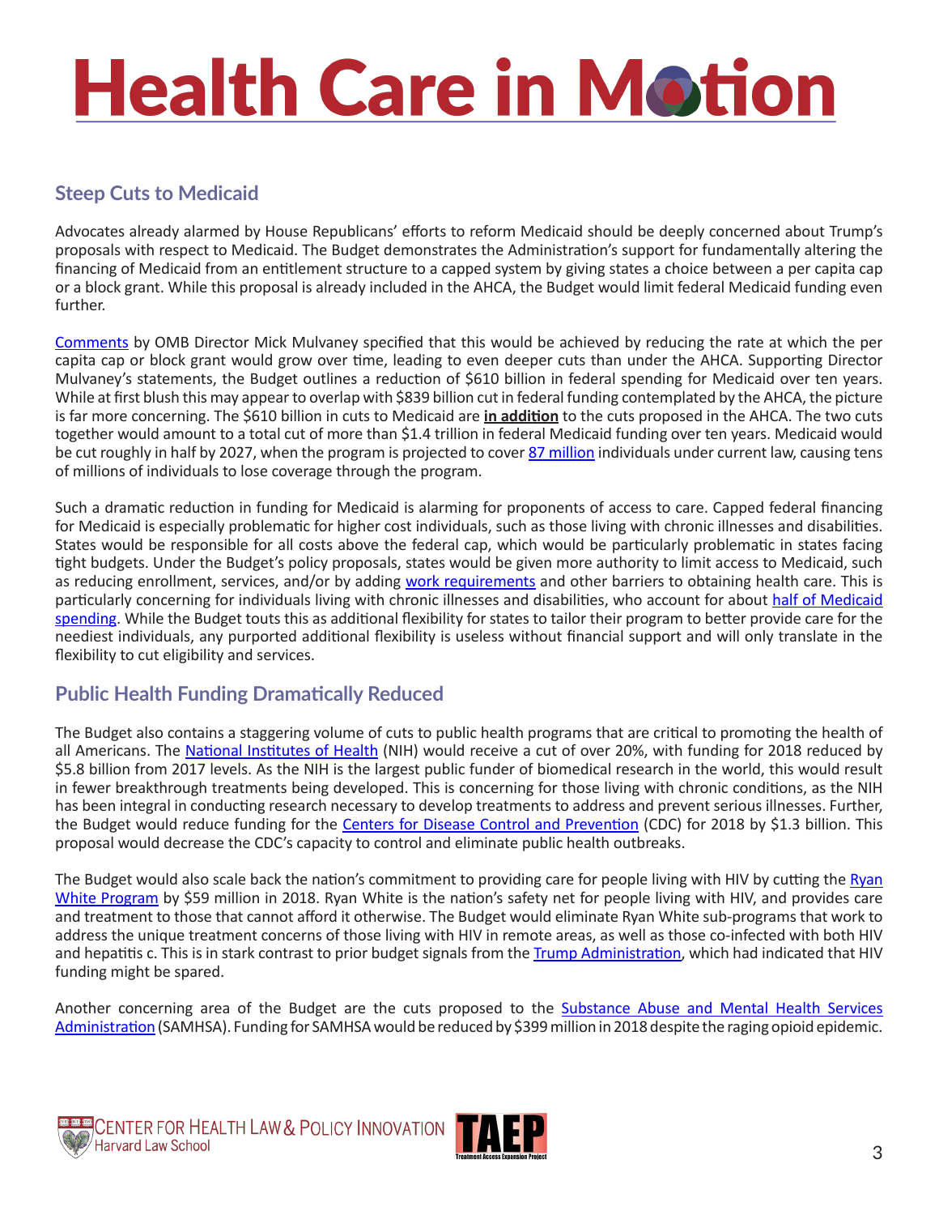## Steep Cuts to Medicaid

Advocates already alarmed by House Republicans' efforts to reform Medicaid should be deeply concerned about Trump's proposals with respect to Medicaid. The Budget demonstrates the Administration's support for fundamentally altering the financing of Medicaid from an entitlement structure to a capped system by giving states a choice between a per capita cap or a block grant. While this proposal is already included in the AHCA, the Budget would limit federal Medicaid funding even further.

Comments by OMB Director Mick Mulvaney specified that this would be achieved by reducing the rate at which the per capita cap or block grant would grow over time, leading to even deeper cuts than under the AHCA. Supporting Director Mulvaney's statements, the Budget outlines a reduction of $610 billion in federal spending for Medicaid over ten years. While at first blush this may appear to overlap with $839 billion cut in federal funding contemplated by the AHCA, the picture is far more concerning. The $610 billion in cuts to Medicaid are **in addition** to the cuts proposed in the AHCA. The two cuts together would amount to a total cut of more than $1.4 trillion in federal Medicaid funding over ten years. Medicaid would be cut roughly in half by 2027, when the program is projected to cover 87 million individuals under current law, causing tens of millions of individuals to lose coverage through the program.

Such a dramatic reduction in funding for Medicaid is alarming for proponents of access to care. Capped federal financing for Medicaid is especially problematic for higher cost individuals, such as those living with chronic illnesses and disabilities. States would be responsible for all costs above the federal cap, which would be particularly problematic in states facing tight budgets. Under the Budget's policy proposals, states would be given more authority to limit access to Medicaid, such as reducing enrollment, services, and/or by adding work requirements and other barriers to obtaining health care. This is particularly concerning for individuals living with chronic illnesses and disabilities, who account for about half of Medicaid spending. While the Budget touts this as additional flexibility for states to tailor their program to better provide care for the neediest individuals, any purported additional flexibility is useless without financial support and will only translate in the flexibility to cut eligibility and services.

## Public Health Funding Dramatically Reduced

The Budget also contains a staggering volume of cuts to public health programs that are critical to promoting the health of all Americans. The National Institutes of Health (NIH) would receive a cut of over 20%, with funding for 2018 reduced by $5.8 billion from 2017 levels. As the NIH is the largest public funder of biomedical research in the world, this would result in fewer breakthrough treatments being developed. This is concerning for those living with chronic conditions, as the NIH has been integral in conducting research necessary to develop treatments to address and prevent serious illnesses. Further, the Budget would reduce funding for the Centers for Disease Control and Prevention (CDC) for 2018 by $1.3 billion. This proposal would decrease the CDC's capacity to control and eliminate public health outbreaks.

The Budget would also scale back the nation's commitment to providing care for people living with HIV by cutting the Ryan White Program by $59 million in 2018. Ryan White is the nation's safety net for people living with HIV, and provides care and treatment to those that cannot afford it otherwise. The Budget would eliminate Ryan White sub-programs that work to address the unique treatment concerns of those living with HIV in remote areas, as well as those co-infected with both HIV and hepatitis c. This is in stark contrast to prior budget signals from the Trump Administration, which had indicated that HIV funding might be spared.

Another concerning area of the Budget are the cuts proposed to the Substance Abuse and Mental Health Services Administration (SAMHSA). Funding for SAMHSA would be reduced by $399 million in 2018 despite the raging opioid epidemic.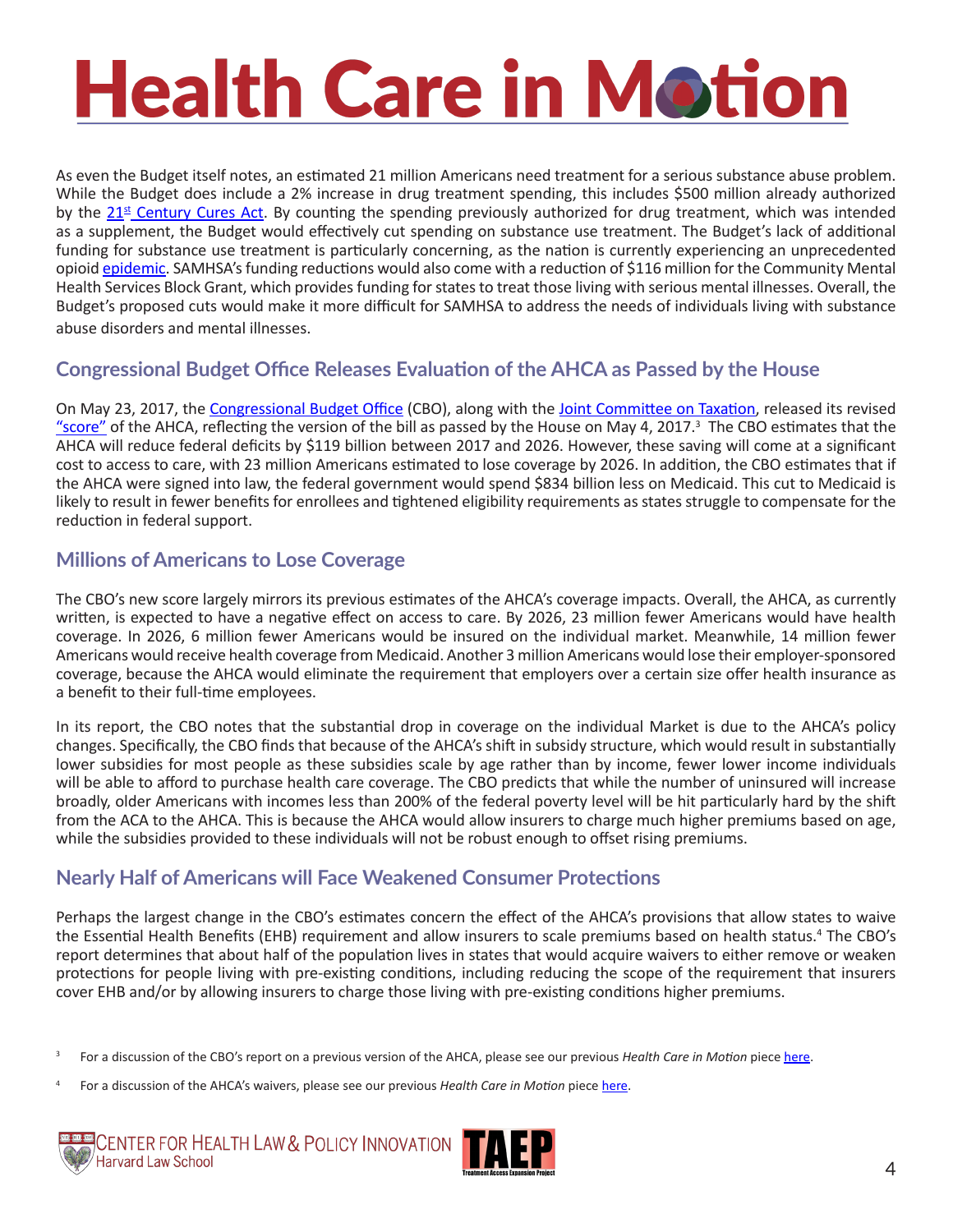As even the Budget itself notes, an estimated 21 million Americans need treatment for a serious substance abuse problem. While the Budget does include a 2% increase in drug treatment spending, this includes $500 million already authorized by the 21st Century Cures Act. By counting the spending previously authorized for drug treatment, which was intended as a supplement, the Budget would effectively cut spending on substance use treatment. The Budget's lack of additional funding for substance use treatment is particularly concerning, as the nation is currently experiencing an unprecedented opioid epidemic. SAMHSA's funding reductions would also come with a reduction of $116 million for the Community Mental Health Services Block Grant, which provides funding for states to treat those living with serious mental illnesses. Overall, the Budget's proposed cuts would make it more difficult for SAMHSA to address the needs of individuals living with substance abuse disorders and mental illnesses.

## Congressional Budget Office Releases Evaluation of the AHCA as Passed by the House

On May 23, 2017, the Congressional Budget Office (CBO), along with the Joint Committee on Taxation, released its revised "score" of the AHCA, reflecting the version of the bill as passed by the House on May 4, 2017.[3] The CBO estimates that the AHCA will reduce federal deficits by $119 billion between 2017 and 2026. However, these saving will come at a significant cost to access to care, with 23 million Americans estimated to lose coverage by 2026. In addition, the CBO estimates that if the AHCA were signed into law, the federal government would spend $834 billion less on Medicaid. This cut to Medicaid is likely to result in fewer benefits for enrollees and tightened eligibility requirements as states struggle to compensate for the reduction in federal support.

## Millions of Americans to Lose Coverage

The CBO's new score largely mirrors its previous estimates of the AHCA's coverage impacts. Overall, the AHCA, as currently written, is expected to have a negative effect on access to care. By 2026, 23 million fewer Americans would have health coverage. In 2026, 6 million fewer Americans would be insured on the individual market. Meanwhile, 14 million fewer Americans would receive health coverage from Medicaid. Another 3 million Americans would lose their employer-sponsored coverage, because the AHCA would eliminate the requirement that employers over a certain size offer health insurance as a benefit to their full-time employees.

In its report, the CBO notes that the substantial drop in coverage on the individual Market is due to the AHCA's policy changes. Specifically, the CBO finds that because of the AHCA's shift in subsidy structure, which would result in substantially lower subsidies for most people as these subsidies scale by age rather than by income, fewer lower income individuals will be able to afford to purchase health care coverage. The CBO predicts that while the number of uninsured will increase broadly, older Americans with incomes less than 200% of the federal poverty level will be hit particularly hard by the shift from the ACA to the AHCA. This is because the AHCA would allow insurers to charge much higher premiums based on age, while the subsidies provided to these individuals will not be robust enough to offset rising premiums.

## Nearly Half of Americans will Face Weakened Consumer Protections

Perhaps the largest change in the CBO's estimates concern the effect of the AHCA's provisions that allow states to waive the Essential Health Benefits (EHB) requirement and allow insurers to scale premiums based on health status.[4] The CBO's report determines that about half of the population lives in states that would acquire waivers to either remove or weaken protections for people living with pre-existing conditions, including reducing the scope of the requirement that insurers cover EHB and/or by allowing insurers to charge those living with pre-existing conditions higher premiums.

[3] For a discussion of the CBO's report on a previous version of the AHCA, please see our previous *Health Care in Motion* piece here.

[4] For a discussion of the AHCA's waivers, please see our previous *Health Care in Motion* piece here.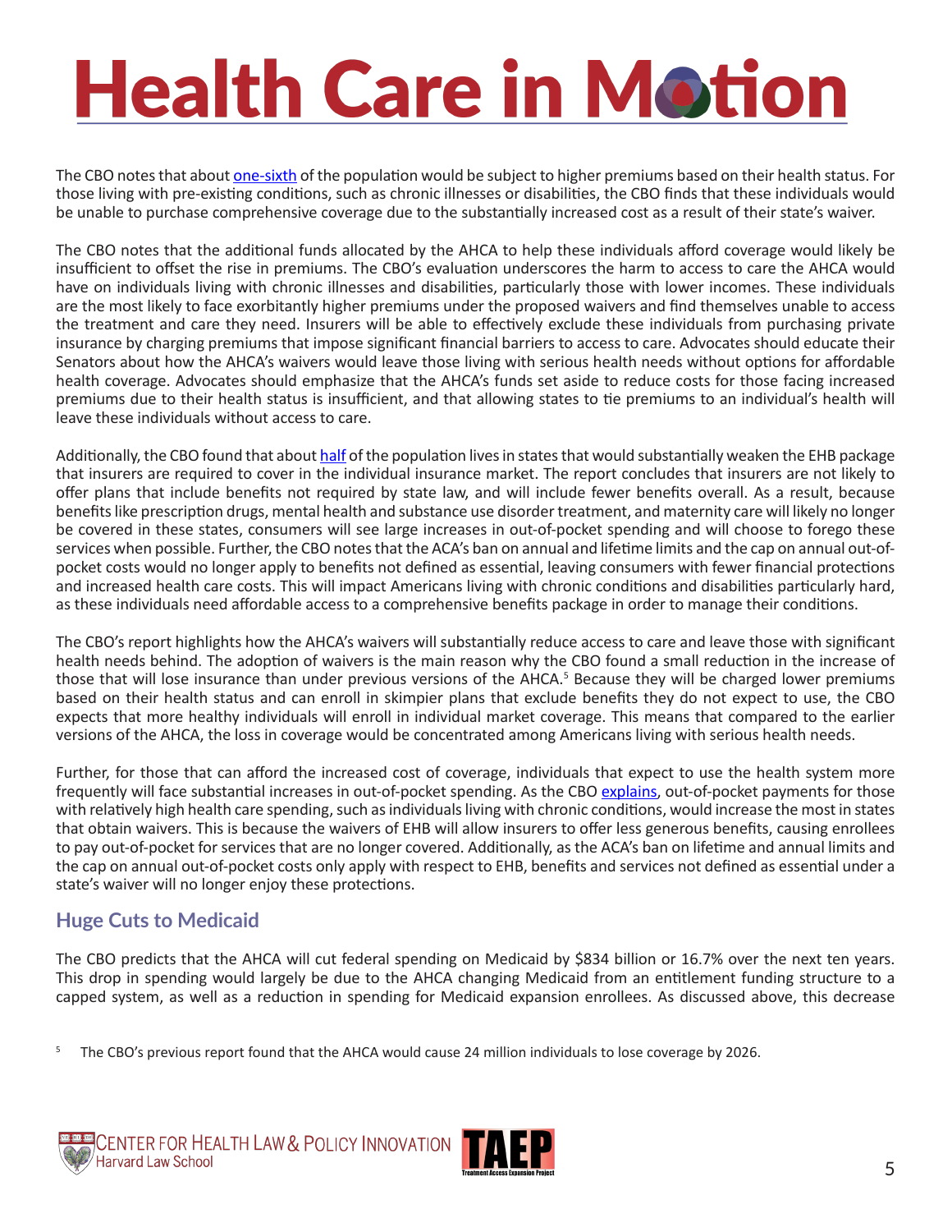The CBO notes that about one-sixth of the population would be subject to higher premiums based on their health status. For those living with pre-existing conditions, such as chronic illnesses or disabilities, the CBO finds that these individuals would be unable to purchase comprehensive coverage due to the substantially increased cost as a result of their state's waiver.

The CBO notes that the additional funds allocated by the AHCA to help these individuals afford coverage would likely be insufficient to offset the rise in premiums. The CBO's evaluation underscores the harm to access to care the AHCA would have on individuals living with chronic illnesses and disabilities, particularly those with lower incomes. These individuals are the most likely to face exorbitantly higher premiums under the proposed waivers and find themselves unable to access the treatment and care they need. Insurers will be able to effectively exclude these individuals from purchasing private insurance by charging premiums that impose significant financial barriers to access to care. Advocates should educate their Senators about how the AHCA's waivers would leave those living with serious health needs without options for affordable health coverage. Advocates should emphasize that the AHCA's funds set aside to reduce costs for those facing increased premiums due to their health status is insufficient, and that allowing states to tie premiums to an individual's health will leave these individuals without access to care.

Additionally, the CBO found that about half of the population lives in states that would substantially weaken the EHB package that insurers are required to cover in the individual insurance market. The report concludes that insurers are not likely to offer plans that include benefits not required by state law, and will include fewer benefits overall. As a result, because benefits like prescription drugs, mental health and substance use disorder treatment, and maternity care will likely no longer be covered in these states, consumers will see large increases in out-of-pocket spending and will choose to forego these services when possible. Further, the CBO notes that the ACA's ban on annual and lifetime limits and the cap on annual out-of-pocket costs would no longer apply to benefits not defined as essential, leaving consumers with fewer financial protections and increased health care costs. This will impact Americans living with chronic conditions and disabilities particularly hard, as these individuals need affordable access to a comprehensive benefits package in order to manage their conditions.

The CBO's report highlights how the AHCA's waivers will substantially reduce access to care and leave those with significant health needs behind. The adoption of waivers is the main reason why the CBO found a small reduction in the increase of those that will lose insurance than under previous versions of the AHCA.[5] Because they will be charged lower premiums based on their health status and can enroll in skimpier plans that exclude benefits they do not expect to use, the CBO expects that more healthy individuals will enroll in individual market coverage. This means that compared to the earlier versions of the AHCA, the loss in coverage would be concentrated among Americans living with serious health needs.

Further, for those that can afford the increased cost of coverage, individuals that expect to use the health system more frequently will face substantial increases in out-of-pocket spending. As the CBO explains, out-of-pocket payments for those with relatively high health care spending, such as individuals living with chronic conditions, would increase the most in states that obtain waivers. This is because the waivers of EHB will allow insurers to offer less generous benefits, causing enrollees to pay out-of-pocket for services that are no longer covered. Additionally, as the ACA's ban on lifetime and annual limits and the cap on annual out-of-pocket costs only apply with respect to EHB, benefits and services not defined as essential under a state's waiver will no longer enjoy these protections.

## Huge Cuts to Medicaid

The CBO predicts that the AHCA will cut federal spending on Medicaid by $834 billion or 16.7% over the next ten years. This drop in spending would largely be due to the AHCA changing Medicaid from an entitlement funding structure to a capped system, as well as a reduction in spending for Medicaid expansion enrollees. As discussed above, this decrease

[5] The CBO's previous report found that the AHCA would cause 24 million individuals to lose coverage by 2026.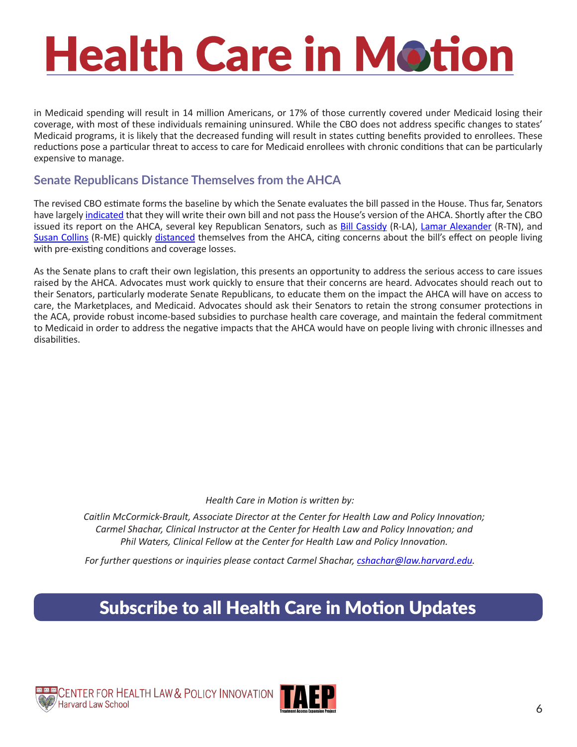in Medicaid spending will result in 14 million Americans, or 17% of those currently covered under Medicaid losing their coverage, with most of these individuals remaining uninsured. While the CBO does not address specific changes to states' Medicaid programs, it is likely that the decreased funding will result in states cutting benefits provided to enrollees. These reductions pose a particular threat to access to care for Medicaid enrollees with chronic conditions that can be particularly expensive to manage.

## Senate Republicans Distance Themselves from the AHCA

The revised CBO estimate forms the baseline by which the Senate evaluates the bill passed in the House. Thus far, Senators have largely indicated that they will write their own bill and not pass the House's version of the AHCA. Shortly after the CBO issued its report on the AHCA, several key Republican Senators, such as Bill Cassidy (R-LA), Lamar Alexander (R-TN), and Susan Collins (R-ME) quickly distanced themselves from the AHCA, citing concerns about the bill's effect on people living with pre-existing conditions and coverage losses.

As the Senate plans to craft their own legislation, this presents an opportunity to address the serious access to care issues raised by the AHCA. Advocates must work quickly to ensure that their concerns are heard. Advocates should reach out to their Senators, particularly moderate Senate Republicans, to educate them on the impact the AHCA will have on access to care, the Marketplaces, and Medicaid. Advocates should ask their Senators to retain the strong consumer protections in the ACA, provide robust income-based subsidies to purchase health care coverage, and maintain the federal commitment to Medicaid in order to address the negative impacts that the AHCA would have on people living with chronic illnesses and disabilities.

*Health Care in Motion is written by:*

*Caitlin McCormick-Brault, Associate Director at the Center for Health Law and Policy Innovation;*
*Carmel Shachar, Clinical Instructor at the Center for Health Law and Policy Innovation; and*
*Phil Waters, Clinical Fellow at the Center for Health Law and Policy Innovation.*

*For further questions or inquiries please contact Carmel Shachar, cshachar@law.harvard.edu.*

**Subscribe to all Health Care in Motion Updates**